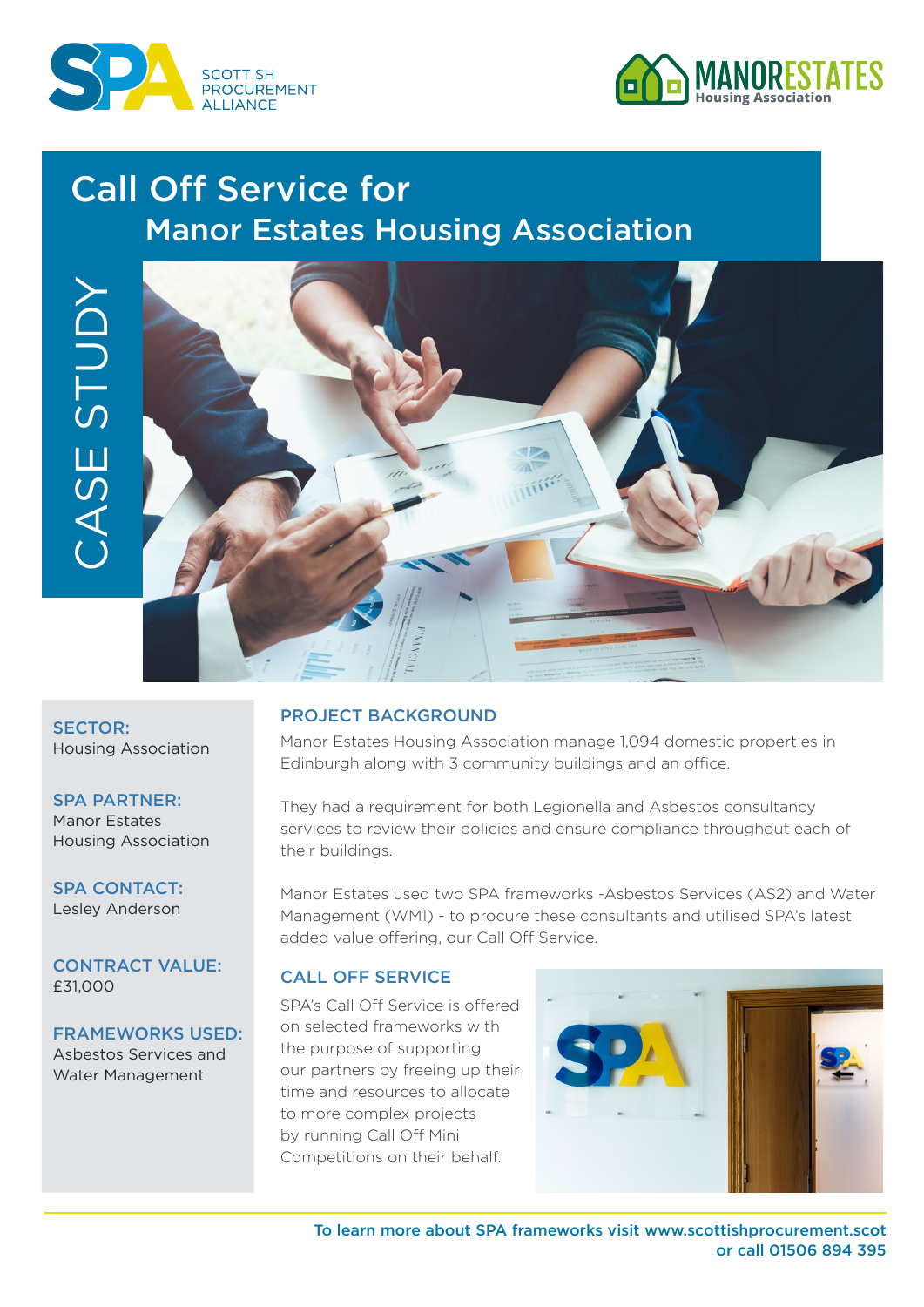# Call Off Service for Manor Estates Housing Association

CASE STUDY

**SECTOR:**
Housing Association

**SPA PARTNER:**
Manor Estates Housing Association

**SPA CONTACT:**
Lesley Anderson

**CONTRACT VALUE:**
£31,000

**FRAMEWORKS USED:**
Asbestos Services and Water Management

## PROJECT BACKGROUND

Manor Estates Housing Association manage 1,094 domestic properties in Edinburgh along with 3 community buildings and an office.

They had a requirement for both Legionella and Asbestos consultancy services to review their policies and ensure compliance throughout each of their buildings.

Manor Estates used two SPA frameworks -Asbestos Services (AS2) and Water Management (WM1) - to procure these consultants and utilised SPA's latest added value offering, our Call Off Service.

## CALL OFF SERVICE

SPA's Call Off Service is offered on selected frameworks with the purpose of supporting our partners by freeing up their time and resources to allocate to more complex projects by running Call Off Mini Competitions on their behalf.

To learn more about SPA frameworks visit www.scottishprocurement.scot or call 01506 894 395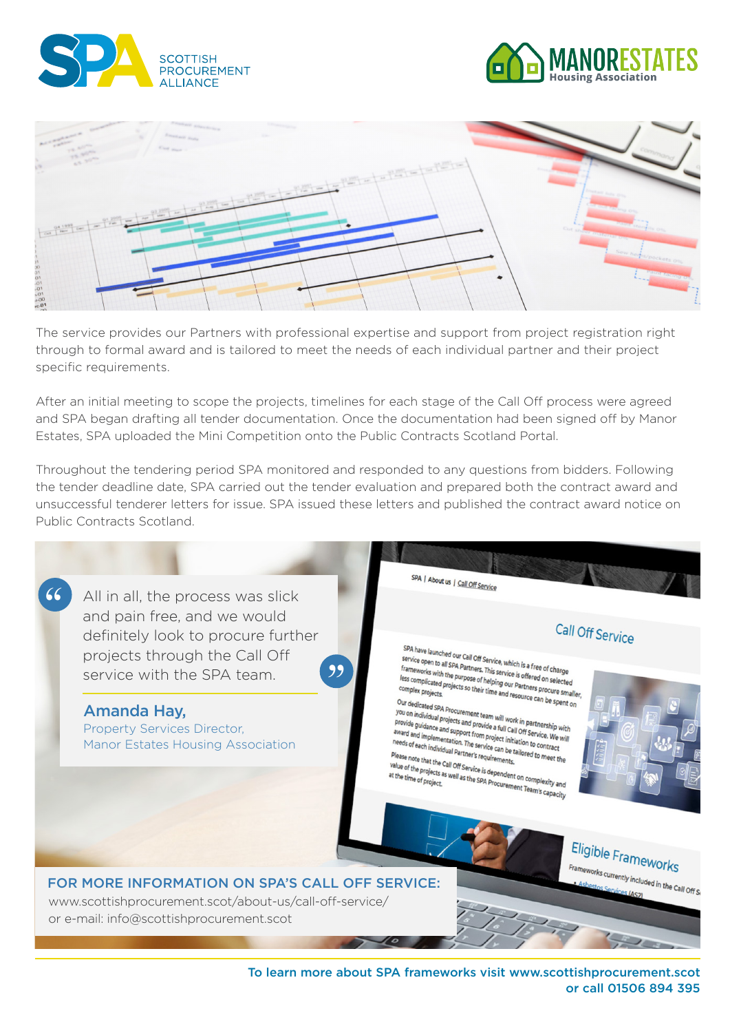The service provides our Partners with professional expertise and support from project registration right through to formal award and is tailored to meet the needs of each individual partner and their project specific requirements.

After an initial meeting to scope the projects, timelines for each stage of the Call Off process were agreed and SPA began drafting all tender documentation. Once the documentation had been signed off by Manor Estates, SPA uploaded the Mini Competition onto the Public Contracts Scotland Portal.

Throughout the tendering period SPA monitored and responded to any questions from bidders. Following the tender deadline date, SPA carried out the tender evaluation and prepared both the contract award and unsuccessful tenderer letters for issue. SPA issued these letters and published the contract award notice on Public Contracts Scotland.

> All in all, the process was slick and pain free, and we would definitely look to procure further projects through the Call Off service with the SPA team.
>
> **Amanda Hay,**
> Property Services Director,
> Manor Estates Housing Association

**FOR MORE INFORMATION ON SPA'S CALL OFF SERVICE:**

www.scottishprocurement.scot/about-us/call-off-service/
or e-mail: info@scottishprocurement.scot

**To learn more about SPA frameworks visit www.scottishprocurement.scot or call 01506 894 395**